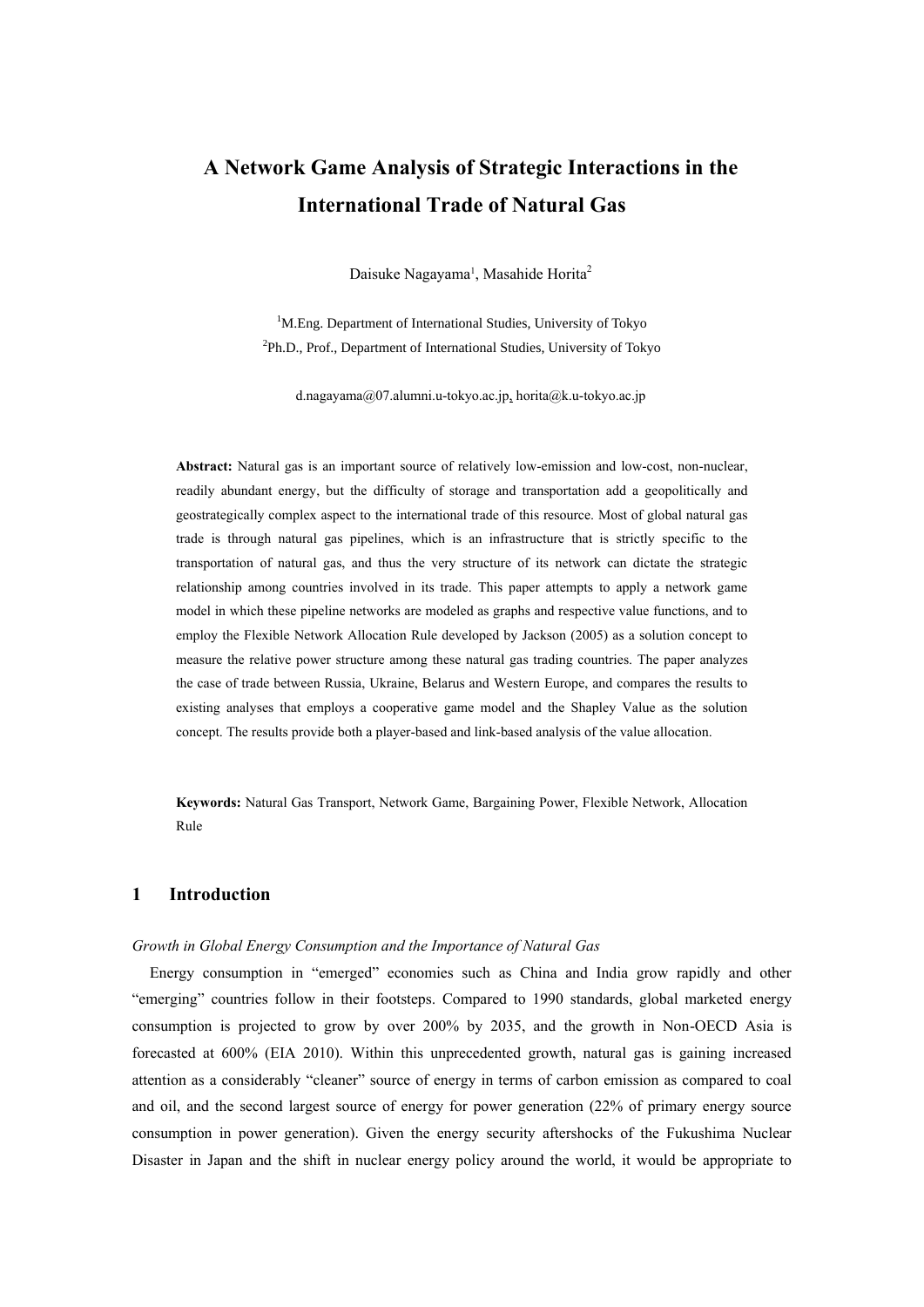# A Network Game Analysis of Strategic Interactions in the International Trade of Natural Gas

Daisuke Nagayama[1], Masahide Horita[2]

[1]M.Eng. Department of International Studies, University of Tokyo
[2]Ph.D., Prof., Department of International Studies, University of Tokyo

d.nagayama@07.alumni.u-tokyo.ac.jp, horita@k.u-tokyo.ac.jp

**Abstract:** Natural gas is an important source of relatively low-emission and low-cost, non-nuclear, readily abundant energy, but the difficulty of storage and transportation add a geopolitically and geostrategically complex aspect to the international trade of this resource. Most of global natural gas trade is through natural gas pipelines, which is an infrastructure that is strictly specific to the transportation of natural gas, and thus the very structure of its network can dictate the strategic relationship among countries involved in its trade. This paper attempts to apply a network game model in which these pipeline networks are modeled as graphs and respective value functions, and to employ the Flexible Network Allocation Rule developed by Jackson (2005) as a solution concept to measure the relative power structure among these natural gas trading countries. The paper analyzes the case of trade between Russia, Ukraine, Belarus and Western Europe, and compares the results to existing analyses that employs a cooperative game model and the Shapley Value as the solution concept. The results provide both a player-based and link-based analysis of the value allocation.

**Keywords:** Natural Gas Transport, Network Game, Bargaining Power, Flexible Network, Allocation Rule

## 1 Introduction

*Growth in Global Energy Consumption and the Importance of Natural Gas*

Energy consumption in "emerged" economies such as China and India grow rapidly and other "emerging" countries follow in their footsteps. Compared to 1990 standards, global marketed energy consumption is projected to grow by over 200% by 2035, and the growth in Non-OECD Asia is forecasted at 600% (EIA 2010). Within this unprecedented growth, natural gas is gaining increased attention as a considerably "cleaner" source of energy in terms of carbon emission as compared to coal and oil, and the second largest source of energy for power generation (22% of primary energy source consumption in power generation). Given the energy security aftershocks of the Fukushima Nuclear Disaster in Japan and the shift in nuclear energy policy around the world, it would be appropriate to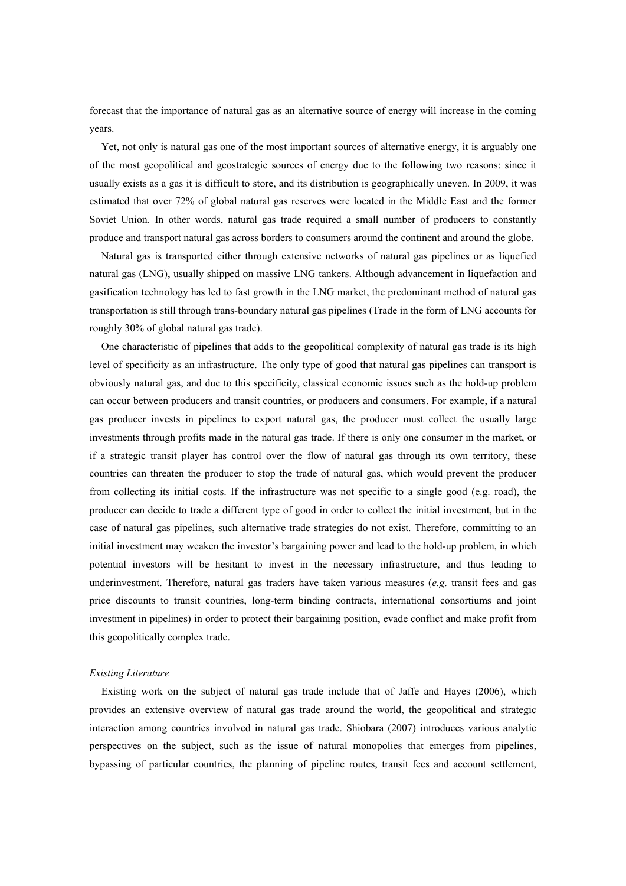forecast that the importance of natural gas as an alternative source of energy will increase in the coming years.

Yet, not only is natural gas one of the most important sources of alternative energy, it is arguably one of the most geopolitical and geostrategic sources of energy due to the following two reasons: since it usually exists as a gas it is difficult to store, and its distribution is geographically uneven. In 2009, it was estimated that over 72% of global natural gas reserves were located in the Middle East and the former Soviet Union. In other words, natural gas trade required a small number of producers to constantly produce and transport natural gas across borders to consumers around the continent and around the globe.

Natural gas is transported either through extensive networks of natural gas pipelines or as liquefied natural gas (LNG), usually shipped on massive LNG tankers. Although advancement in liquefaction and gasification technology has led to fast growth in the LNG market, the predominant method of natural gas transportation is still through trans-boundary natural gas pipelines (Trade in the form of LNG accounts for roughly 30% of global natural gas trade).

One characteristic of pipelines that adds to the geopolitical complexity of natural gas trade is its high level of specificity as an infrastructure. The only type of good that natural gas pipelines can transport is obviously natural gas, and due to this specificity, classical economic issues such as the hold-up problem can occur between producers and transit countries, or producers and consumers. For example, if a natural gas producer invests in pipelines to export natural gas, the producer must collect the usually large investments through profits made in the natural gas trade. If there is only one consumer in the market, or if a strategic transit player has control over the flow of natural gas through its own territory, these countries can threaten the producer to stop the trade of natural gas, which would prevent the producer from collecting its initial costs. If the infrastructure was not specific to a single good (e.g. road), the producer can decide to trade a different type of good in order to collect the initial investment, but in the case of natural gas pipelines, such alternative trade strategies do not exist. Therefore, committing to an initial investment may weaken the investor's bargaining power and lead to the hold-up problem, in which potential investors will be hesitant to invest in the necessary infrastructure, and thus leading to underinvestment. Therefore, natural gas traders have taken various measures (*e.g.* transit fees and gas price discounts to transit countries, long-term binding contracts, international consortiums and joint investment in pipelines) in order to protect their bargaining position, evade conflict and make profit from this geopolitically complex trade.

*Existing Literature*

Existing work on the subject of natural gas trade include that of Jaffe and Hayes (2006), which provides an extensive overview of natural gas trade around the world, the geopolitical and strategic interaction among countries involved in natural gas trade. Shiobara (2007) introduces various analytic perspectives on the subject, such as the issue of natural monopolies that emerges from pipelines, bypassing of particular countries, the planning of pipeline routes, transit fees and account settlement,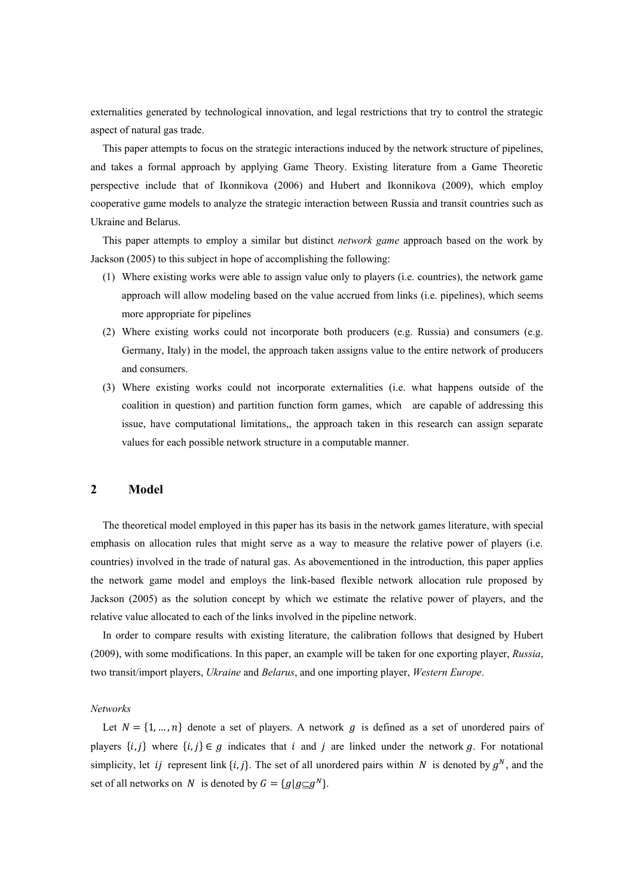externalities generated by technological innovation, and legal restrictions that try to control the strategic aspect of natural gas trade.

This paper attempts to focus on the strategic interactions induced by the network structure of pipelines, and takes a formal approach by applying Game Theory. Existing literature from a Game Theoretic perspective include that of Ikonnikova (2006) and Hubert and Ikonnikova (2009), which employ cooperative game models to analyze the strategic interaction between Russia and transit countries such as Ukraine and Belarus.

This paper attempts to employ a similar but distinct *network game* approach based on the work by Jackson (2005) to this subject in hope of accomplishing the following:

(1) Where existing works were able to assign value only to players (i.e. countries), the network game approach will allow modeling based on the value accrued from links (i.e. pipelines), which seems more appropriate for pipelines

(2) Where existing works could not incorporate both producers (e.g. Russia) and consumers (e.g. Germany, Italy) in the model, the approach taken assigns value to the entire network of producers and consumers.

(3) Where existing works could not incorporate externalities (i.e. what happens outside of the coalition in question) and partition function form games, which are capable of addressing this issue, have computational limitations,, the approach taken in this research can assign separate values for each possible network structure in a computable manner.

## 2 Model

The theoretical model employed in this paper has its basis in the network games literature, with special emphasis on allocation rules that might serve as a way to measure the relative power of players (i.e. countries) involved in the trade of natural gas. As abovementioned in the introduction, this paper applies the network game model and employs the link-based flexible network allocation rule proposed by Jackson (2005) as the solution concept by which we estimate the relative power of players, and the relative value allocated to each of the links involved in the pipeline network.

In order to compare results with existing literature, the calibration follows that designed by Hubert (2009), with some modifications. In this paper, an example will be taken for one exporting player, *Russia*, two transit/import players, *Ukraine* and *Belarus*, and one importing player, *Western Europe*.

*Networks*

Let $N = \{1, \ldots, n\}$ denote a set of players. A network $g$ is defined as a set of unordered pairs of players $\{i, j\}$ where $\{i, j\} \in g$ indicates that $i$ and $j$ are linked under the network $g$. For notational simplicity, let $ij$ represent link $\{i, j\}$. The set of all unordered pairs within $N$ is denoted by $g^N$, and the set of all networks on $N$ is denoted by $G = \{g | g \subseteq g^N\}$.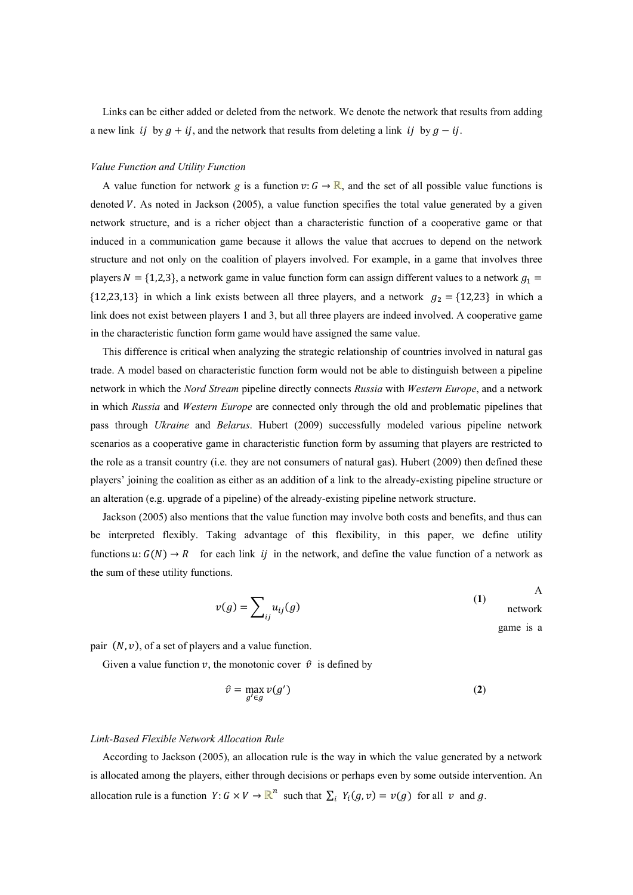Links can be either added or deleted from the network. We denote the network that results from adding a new link $ij$ by $g + ij$, and the network that results from deleting a link $ij$ by $g - ij$.

*Value Function and Utility Function*

A value function for network *g* is a function $v: G \rightarrow \mathbb{R}$, and the set of all possible value functions is denoted $V$. As noted in Jackson (2005), a value function specifies the total value generated by a given network structure, and is a richer object than a characteristic function of a cooperative game or that induced in a communication game because it allows the value that accrues to depend on the network structure and not only on the coalition of players involved. For example, in a game that involves three players $N = \{1,2,3\}$, a network game in value function form can assign different values to a network $g_1 = \{12,23,13\}$ in which a link exists between all three players, and a network $g_2 = \{12,23\}$ in which a link does not exist between players 1 and 3, but all three players are indeed involved. A cooperative game in the characteristic function form game would have assigned the same value.

This difference is critical when analyzing the strategic relationship of countries involved in natural gas trade. A model based on characteristic function form would not be able to distinguish between a pipeline network in which the *Nord Stream* pipeline directly connects *Russia* with *Western Europe*, and a network in which *Russia* and *Western Europe* are connected only through the old and problematic pipelines that pass through *Ukraine* and *Belarus*. Hubert (2009) successfully modeled various pipeline network scenarios as a cooperative game in characteristic function form by assuming that players are restricted to the role as a transit country (i.e. they are not consumers of natural gas). Hubert (2009) then defined these players' joining the coalition as either as an addition of a link to the already-existing pipeline structure or an alteration (e.g. upgrade of a pipeline) of the already-existing pipeline network structure.

Jackson (2005) also mentions that the value function may involve both costs and benefits, and thus can be interpreted flexibly. Taking advantage of this flexibility, in this paper, we define utility functions $u: G(N) \rightarrow R$ for each link $ij$ in the network, and define the value function of a network as the sum of these utility functions.

$$v(g) = \sum_{ij} u_{ij}(g) \tag{1}$$

A network game is a pair $(N, v)$, of a set of players and a value function.

Given a value function $v$, the monotonic cover $\hat{v}$ is defined by

$$\hat{v} = \max_{g' \in g} v(g') \tag{2}$$

*Link-Based Flexible Network Allocation Rule*

According to Jackson (2005), an allocation rule is the way in which the value generated by a network is allocated among the players, either through decisions or perhaps even by some outside intervention. An allocation rule is a function $Y: G \times V \rightarrow \mathbb{R}^n$ such that $\sum_i Y_i(g, v) = v(g)$ for all $v$ and $g$.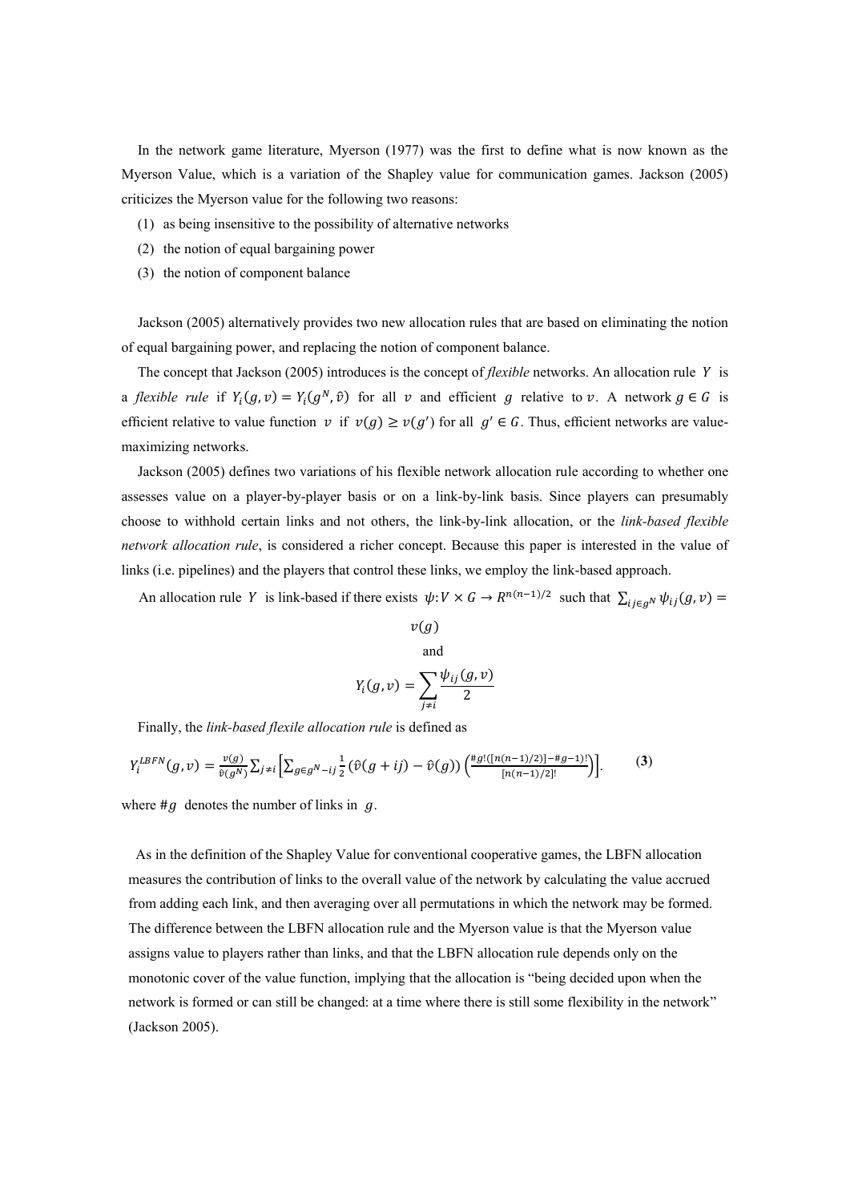In the network game literature, Myerson (1977) was the first to define what is now known as the Myerson Value, which is a variation of the Shapley value for communication games. Jackson (2005) criticizes the Myerson value for the following two reasons:

(1) as being insensitive to the possibility of alternative networks

(2) the notion of equal bargaining power

(3) the notion of component balance

Jackson (2005) alternatively provides two new allocation rules that are based on eliminating the notion of equal bargaining power, and replacing the notion of component balance.

The concept that Jackson (2005) introduces is the concept of *flexible* networks. An allocation rule $Y$ is a *flexible rule* if $Y_i(g,v) = Y_i(g^N, \hat{v})$ for all $v$ and efficient $g$ relative to $v$. A network $g \in G$ is efficient relative to value function $v$ if $v(g) \geq v(g')$ for all $g' \in G$. Thus, efficient networks are value-maximizing networks.

Jackson (2005) defines two variations of his flexible network allocation rule according to whether one assesses value on a player-by-player basis or on a link-by-link basis. Since players can presumably choose to withhold certain links and not others, the link-by-link allocation, or the *link-based flexible network allocation rule*, is considered a richer concept. Because this paper is interested in the value of links (i.e. pipelines) and the players that control these links, we employ the link-based approach.

An allocation rule $Y$ is link-based if there exists $\psi: V \times G \rightarrow R^{n(n-1)/2}$ such that $\sum_{ij \in g^N} \psi_{ij}(g,v) = v(g)$

and

$$Y_i(g,v) = \sum_{j \neq i} \frac{\psi_{ij}(g,v)}{2}$$

Finally, the *link-based flexile allocation rule* is defined as

$$Y_i^{LBFN}(g,v) = \frac{v(g)}{\hat{v}(g^N)} \sum_{j \neq i} \left[ \sum_{g \in g^N - ij} \frac{1}{2} \left( \hat{v}(g+ij) - \hat{v}(g) \right) \left( \frac{\#g!([n(n-1)/2)] - \#g - 1)!}{[n(n-1)/2]!} \right) \right]. \qquad \textbf{(3)}$$

where $\#g$ denotes the number of links in $g$.

As in the definition of the Shapley Value for conventional cooperative games, the LBFN allocation measures the contribution of links to the overall value of the network by calculating the value accrued from adding each link, and then averaging over all permutations in which the network may be formed. The difference between the LBFN allocation rule and the Myerson value is that the Myerson value assigns value to players rather than links, and that the LBFN allocation rule depends only on the monotonic cover of the value function, implying that the allocation is "being decided upon when the network is formed or can still be changed: at a time where there is still some flexibility in the network" (Jackson 2005).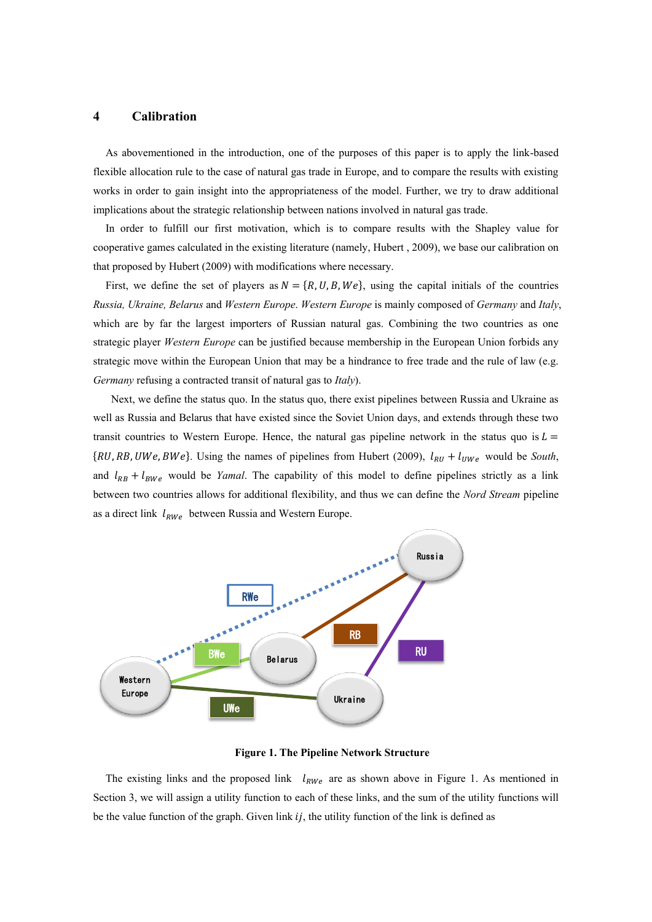## 4 Calibration

As abovementioned in the introduction, one of the purposes of this paper is to apply the link-based flexible allocation rule to the case of natural gas trade in Europe, and to compare the results with existing works in order to gain insight into the appropriateness of the model. Further, we try to draw additional implications about the strategic relationship between nations involved in natural gas trade.

In order to fulfill our first motivation, which is to compare results with the Shapley value for cooperative games calculated in the existing literature (namely, Hubert , 2009), we base our calibration on that proposed by Hubert (2009) with modifications where necessary.

First, we define the set of players as $N = \{R, U, B, We\}$, using the capital initials of the countries *Russia, Ukraine, Belarus* and *Western Europe*. *Western Europe* is mainly composed of *Germany* and *Italy*, which are by far the largest importers of Russian natural gas. Combining the two countries as one strategic player *Western Europe* can be justified because membership in the European Union forbids any strategic move within the European Union that may be a hindrance to free trade and the rule of law (e.g. *Germany* refusing a contracted transit of natural gas to *Italy*).

Next, we define the status quo. In the status quo, there exist pipelines between Russia and Ukraine as well as Russia and Belarus that have existed since the Soviet Union days, and extends through these two transit countries to Western Europe. Hence, the natural gas pipeline network in the status quo is $L = \{RU, RB, UWe, BWe\}$. Using the names of pipelines from Hubert (2009), $l_{RU} + l_{UWe}$ would be *South*, and $l_{RB} + l_{BWe}$ would be *Yamal*. The capability of this model to define pipelines strictly as a link between two countries allows for additional flexibility, and thus we can define the *Nord Stream* pipeline as a direct link $l_{RWe}$ between Russia and Western Europe.

**Figure 1. The Pipeline Network Structure**

The existing links and the proposed link $l_{RWe}$ are as shown above in Figure 1. As mentioned in Section 3, we will assign a utility function to each of these links, and the sum of the utility functions will be the value function of the graph. Given link $ij$, the utility function of the link is defined as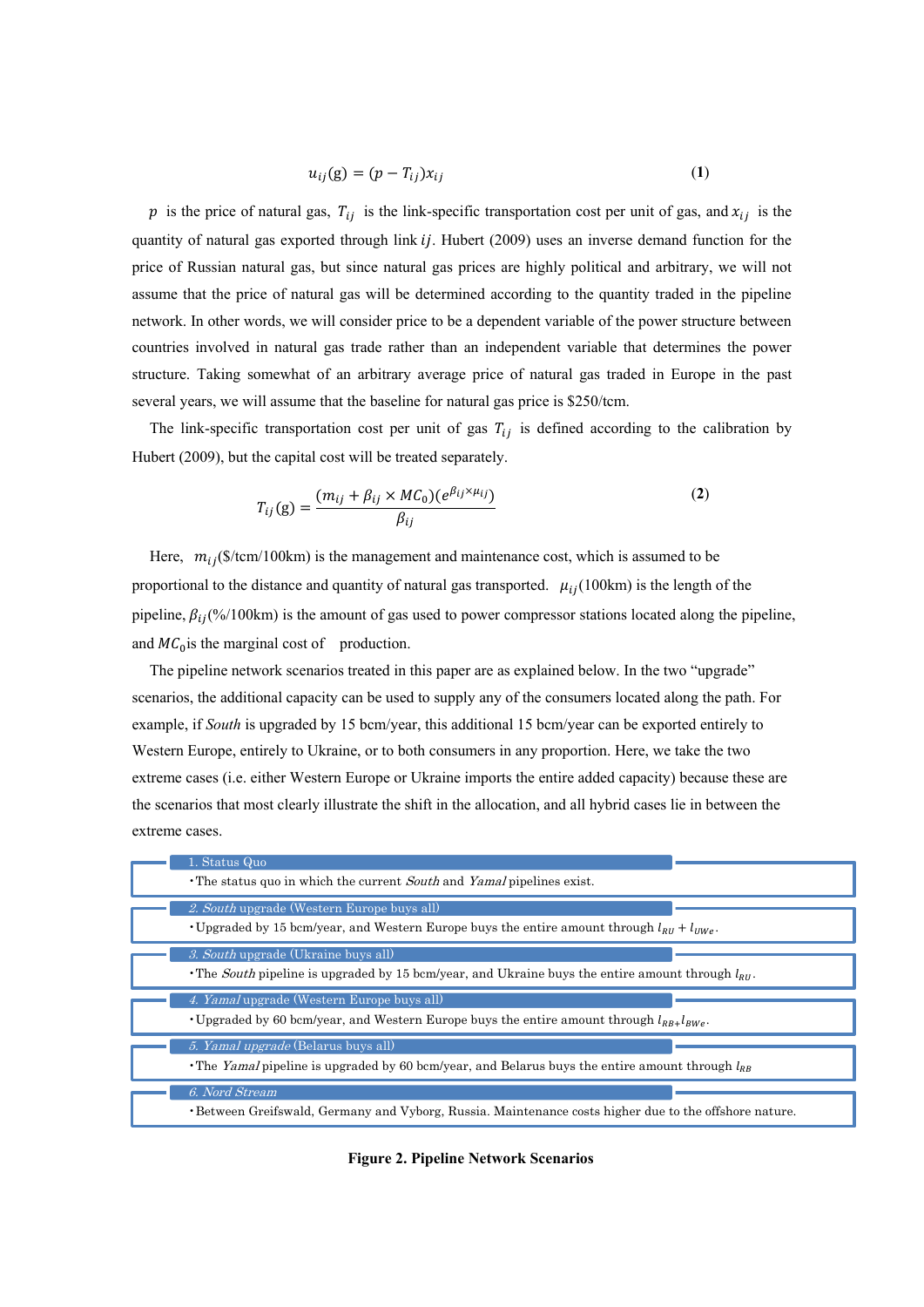$$u_{ij}(\mathrm{g}) = (p - T_{ij})x_{ij} \tag{1}$$

$p$ is the price of natural gas, $T_{ij}$ is the link-specific transportation cost per unit of gas, and $x_{ij}$ is the quantity of natural gas exported through link $ij$. Hubert (2009) uses an inverse demand function for the price of Russian natural gas, but since natural gas prices are highly political and arbitrary, we will not assume that the price of natural gas will be determined according to the quantity traded in the pipeline network. In other words, we will consider price to be a dependent variable of the power structure between countries involved in natural gas trade rather than an independent variable that determines the power structure. Taking somewhat of an arbitrary average price of natural gas traded in Europe in the past several years, we will assume that the baseline for natural gas price is \$250/tcm.

The link-specific transportation cost per unit of gas $T_{ij}$ is defined according to the calibration by Hubert (2009), but the capital cost will be treated separately.

$$T_{ij}(\mathrm{g}) = \frac{(m_{ij} + \beta_{ij} \times MC_0)(e^{\beta_{ij} \times \mu_{ij}})}{\beta_{ij}} \tag{2}$$

Here, $m_{ij}$(\$/tcm/100km) is the management and maintenance cost, which is assumed to be proportional to the distance and quantity of natural gas transported. $\mu_{ij}$(100km) is the length of the pipeline, $\beta_{ij}$(%/100km) is the amount of gas used to power compressor stations located along the pipeline, and $MC_0$ is the marginal cost of production.

The pipeline network scenarios treated in this paper are as explained below. In the two "upgrade" scenarios, the additional capacity can be used to supply any of the consumers located along the path. For example, if *South* is upgraded by 15 bcm/year, this additional 15 bcm/year can be exported entirely to Western Europe, entirely to Ukraine, or to both consumers in any proportion. Here, we take the two extreme cases (i.e. either Western Europe or Ukraine imports the entire added capacity) because these are the scenarios that most clearly illustrate the shift in the allocation, and all hybrid cases lie in between the extreme cases.

**1. Status Quo**
- The status quo in which the current *South* and *Yamal* pipelines exist.

**2. *South* upgrade (Western Europe buys all)**
- Upgraded by 15 bcm/year, and Western Europe buys the entire amount through $l_{RU} + l_{UWe}$.

**3. *South* upgrade (Ukraine buys all)**
- The *South* pipeline is upgraded by 15 bcm/year, and Ukraine buys the entire amount through $l_{RU}$.

**4. *Yamal* upgrade (Western Europe buys all)**
- Upgraded by 60 bcm/year, and Western Europe buys the entire amount through $l_{RB+}l_{BWe}$.

**5. *Yamal upgrade* (Belarus buys all)**
- The *Yamal* pipeline is upgraded by 60 bcm/year, and Belarus buys the entire amount through $l_{RB}$

**6. *Nord Stream***
- Between Greifswald, Germany and Vyborg, Russia. Maintenance costs higher due to the offshore nature.

**Figure 2. Pipeline Network Scenarios**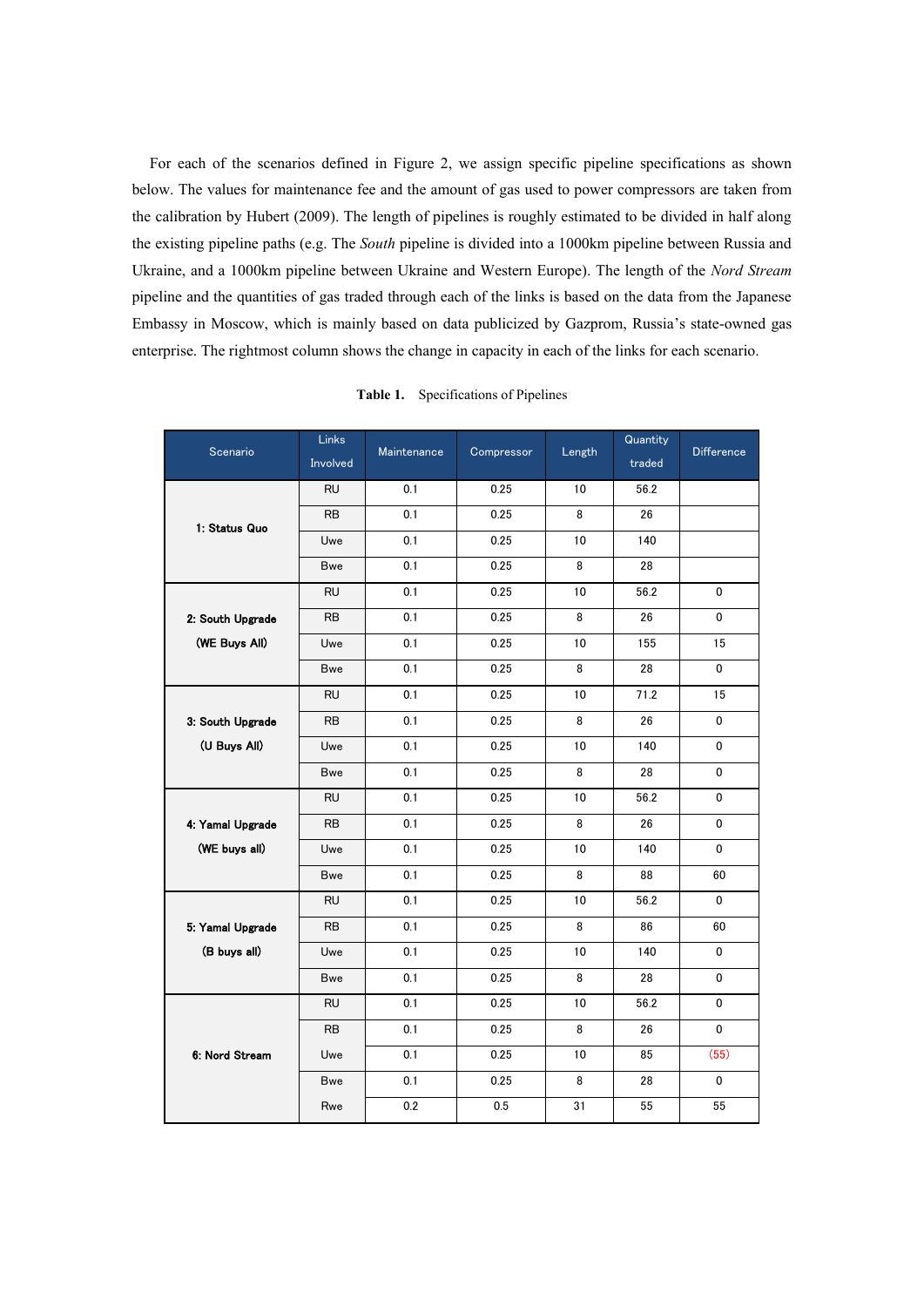For each of the scenarios defined in Figure 2, we assign specific pipeline specifications as shown below. The values for maintenance fee and the amount of gas used to power compressors are taken from the calibration by Hubert (2009). The length of pipelines is roughly estimated to be divided in half along the existing pipeline paths (e.g. The *South* pipeline is divided into a 1000km pipeline between Russia and Ukraine, and a 1000km pipeline between Ukraine and Western Europe). The length of the *Nord Stream* pipeline and the quantities of gas traded through each of the links is based on the data from the Japanese Embassy in Moscow, which is mainly based on data publicized by Gazprom, Russia's state-owned gas enterprise. The rightmost column shows the change in capacity in each of the links for each scenario.

**Table 1.** Specifications of Pipelines

| Scenario | Links Involved | Maintenance | Compressor | Length | Quantity traded | Difference |
|---|---|---|---|---|---|---|
| 1: Status Quo | RU | 0.1 | 0.25 | 10 | 56.2 | |
| | RB | 0.1 | 0.25 | 8 | 26 | |
| | Uwe | 0.1 | 0.25 | 10 | 140 | |
| | Bwe | 0.1 | 0.25 | 8 | 28 | |
| 2: South Upgrade (WE Buys All) | RU | 0.1 | 0.25 | 10 | 56.2 | 0 |
| | RB | 0.1 | 0.25 | 8 | 26 | 0 |
| | Uwe | 0.1 | 0.25 | 10 | 155 | 15 |
| | Bwe | 0.1 | 0.25 | 8 | 28 | 0 |
| 3: South Upgrade (U Buys All) | RU | 0.1 | 0.25 | 10 | 71.2 | 15 |
| | RB | 0.1 | 0.25 | 8 | 26 | 0 |
| | Uwe | 0.1 | 0.25 | 10 | 140 | 0 |
| | Bwe | 0.1 | 0.25 | 8 | 28 | 0 |
| 4: Yamal Upgrade (WE buys all) | RU | 0.1 | 0.25 | 10 | 56.2 | 0 |
| | RB | 0.1 | 0.25 | 8 | 26 | 0 |
| | Uwe | 0.1 | 0.25 | 10 | 140 | 0 |
| | Bwe | 0.1 | 0.25 | 8 | 88 | 60 |
| 5: Yamal Upgrade (B buys all) | RU | 0.1 | 0.25 | 10 | 56.2 | 0 |
| | RB | 0.1 | 0.25 | 8 | 86 | 60 |
| | Uwe | 0.1 | 0.25 | 10 | 140 | 0 |
| | Bwe | 0.1 | 0.25 | 8 | 28 | 0 |
| 6: Nord Stream | RU | 0.1 | 0.25 | 10 | 56.2 | 0 |
| | RB | 0.1 | 0.25 | 8 | 26 | 0 |
| | Uwe | 0.1 | 0.25 | 10 | 85 | (55) |
| | Bwe | 0.1 | 0.25 | 8 | 28 | 0 |
| | Rwe | 0.2 | 0.5 | 31 | 55 | 55 |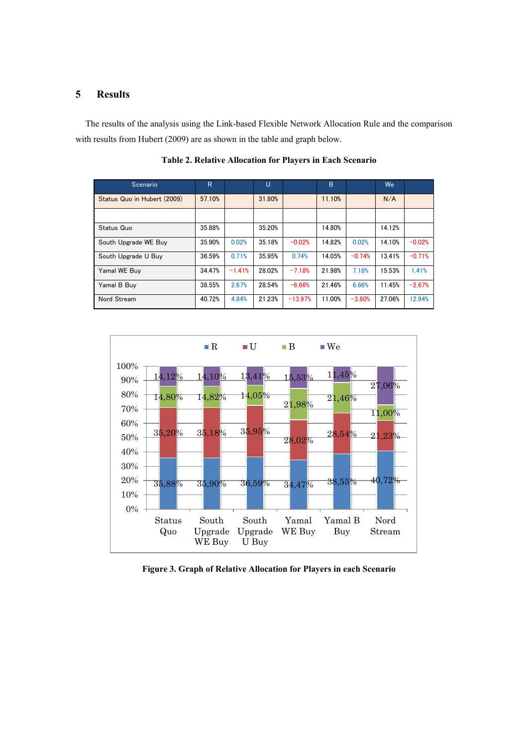# 5 Results

The results of the analysis using the Link-based Flexible Network Allocation Rule and the comparison with results from Hubert (2009) are as shown in the table and graph below.

**Table 2. Relative Allocation for Players in Each Scenario**

| Scenario | R | | U | | B | | We | |
|---|---|---|---|---|---|---|---|---|
| Status Quo in Hubert (2009) | 57.10% | | 31.80% | | 11.10% | | N/A | |
| | | | | | | | | |
| Status Quo | 35.88% | | 35.20% | | 14.80% | | 14.12% | |
| South Upgrade WE Buy | 35.90% | 0.02% | 35.18% | −0.02% | 14.82% | 0.02% | 14.10% | −0.02% |
| South Upgrade U Buy | 36.59% | 0.71% | 35.95% | 0.74% | 14.05% | −0.74% | 13.41% | −0.71% |
| Yamal WE Buy | 34.47% | −1.41% | 28.02% | −7.18% | 21.98% | 7.18% | 15.53% | 1.41% |
| Yamal B Buy | 38.55% | 2.67% | 28.54% | −6.66% | 21.46% | 6.66% | 11.45% | −2.67% |
| Nord Stream | 40.72% | 4.84% | 21.23% | −13.97% | 11.00% | −3.80% | 27.06% | 12.94% |

**Figure 3. Graph of Relative Allocation for Players in each Scenario**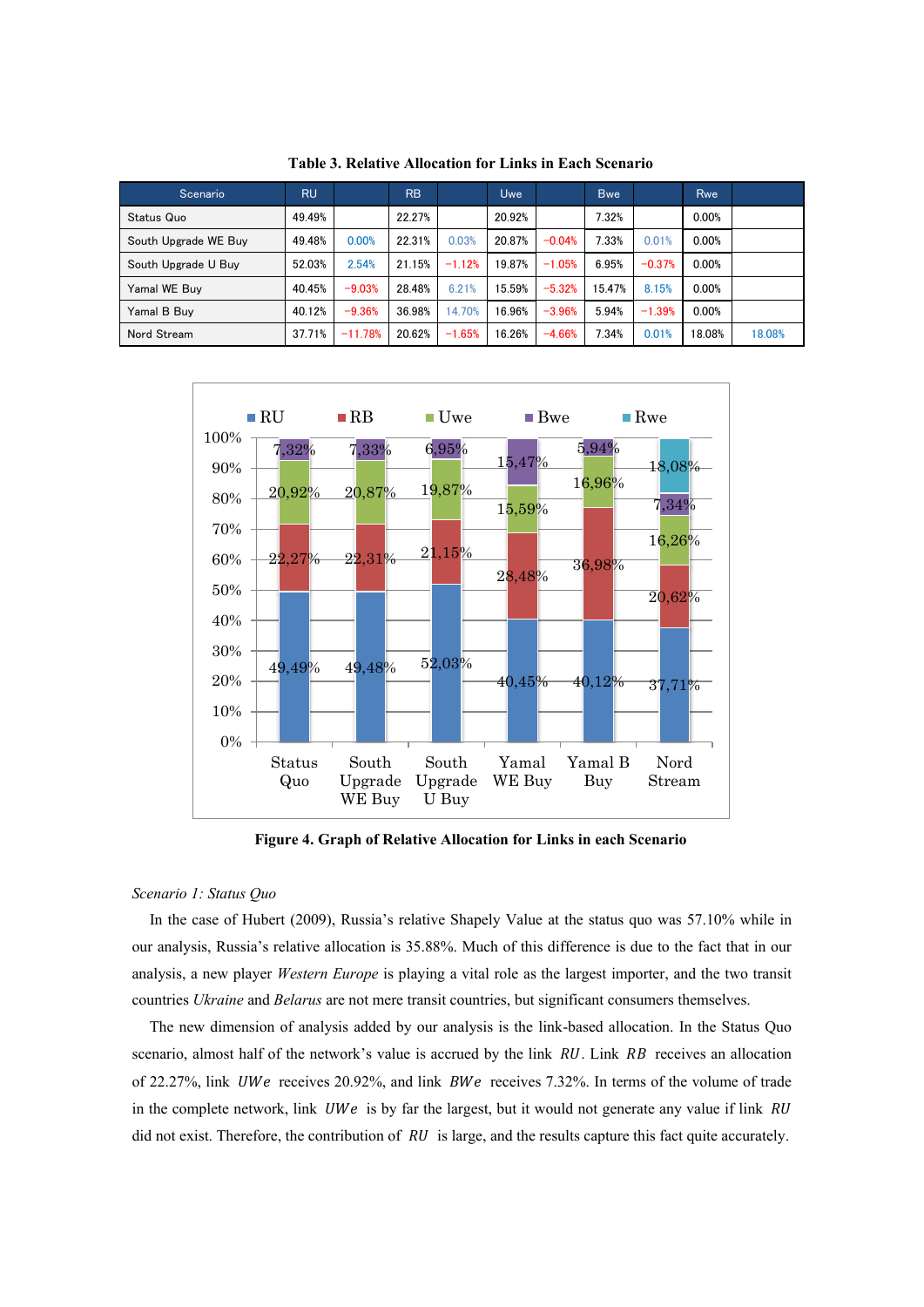**Table 3. Relative Allocation for Links in Each Scenario**

| Scenario | RU | | RB | | Uwe | | Bwe | | Rwe | |
|---|---|---|---|---|---|---|---|---|---|---|
| Status Quo | 49.49% | | 22.27% | | 20.92% | | 7.32% | | 0.00% | |
| South Upgrade WE Buy | 49.48% | 0.00% | 22.31% | 0.03% | 20.87% | −0.04% | 7.33% | 0.01% | 0.00% | |
| South Upgrade U Buy | 52.03% | 2.54% | 21.15% | −1.12% | 19.87% | −1.05% | 6.95% | −0.37% | 0.00% | |
| Yamal WE Buy | 40.45% | −9.03% | 28.48% | 6.21% | 15.59% | −5.32% | 15.47% | 8.15% | 0.00% | |
| Yamal B Buy | 40.12% | −9.36% | 36.98% | 14.70% | 16.96% | −3.96% | 5.94% | −1.39% | 0.00% | |
| Nord Stream | 37.71% | −11.78% | 20.62% | −1.65% | 16.26% | −4.66% | 7.34% | 0.01% | 18.08% | 18.08% |

**Figure 4. Graph of Relative Allocation for Links in each Scenario**

*Scenario 1: Status Quo*

In the case of Hubert (2009), Russia's relative Shapely Value at the status quo was 57.10% while in our analysis, Russia's relative allocation is 35.88%. Much of this difference is due to the fact that in our analysis, a new player *Western Europe* is playing a vital role as the largest importer, and the two transit countries *Ukraine* and *Belarus* are not mere transit countries, but significant consumers themselves.

The new dimension of analysis added by our analysis is the link-based allocation. In the Status Quo scenario, almost half of the network's value is accrued by the link $RU$. Link $RB$ receives an allocation of 22.27%, link $UWe$ receives 20.92%, and link $BWe$ receives 7.32%. In terms of the volume of trade in the complete network, link $UWe$ is by far the largest, but it would not generate any value if link $RU$ did not exist. Therefore, the contribution of $RU$ is large, and the results capture this fact quite accurately.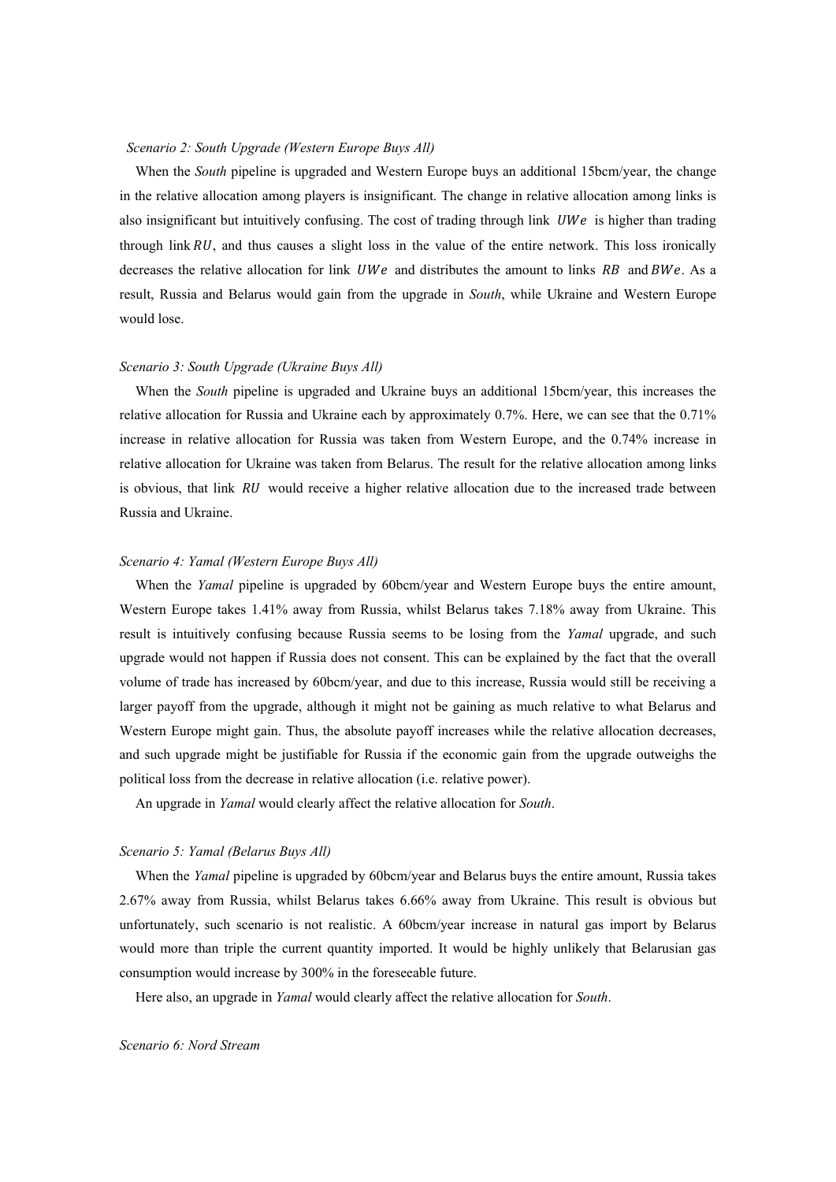*Scenario 2: South Upgrade (Western Europe Buys All)*

When the *South* pipeline is upgraded and Western Europe buys an additional 15bcm/year, the change in the relative allocation among players is insignificant. The change in relative allocation among links is also insignificant but intuitively confusing. The cost of trading through link $UWe$ is higher than trading through link $RU$, and thus causes a slight loss in the value of the entire network. This loss ironically decreases the relative allocation for link $UWe$ and distributes the amount to links $RB$ and $BWe$. As a result, Russia and Belarus would gain from the upgrade in *South*, while Ukraine and Western Europe would lose.

*Scenario 3: South Upgrade (Ukraine Buys All)*

When the *South* pipeline is upgraded and Ukraine buys an additional 15bcm/year, this increases the relative allocation for Russia and Ukraine each by approximately 0.7%. Here, we can see that the 0.71% increase in relative allocation for Russia was taken from Western Europe, and the 0.74% increase in relative allocation for Ukraine was taken from Belarus. The result for the relative allocation among links is obvious, that link $RU$ would receive a higher relative allocation due to the increased trade between Russia and Ukraine.

*Scenario 4: Yamal (Western Europe Buys All)*

When the *Yamal* pipeline is upgraded by 60bcm/year and Western Europe buys the entire amount, Western Europe takes 1.41% away from Russia, whilst Belarus takes 7.18% away from Ukraine. This result is intuitively confusing because Russia seems to be losing from the *Yamal* upgrade, and such upgrade would not happen if Russia does not consent. This can be explained by the fact that the overall volume of trade has increased by 60bcm/year, and due to this increase, Russia would still be receiving a larger payoff from the upgrade, although it might not be gaining as much relative to what Belarus and Western Europe might gain. Thus, the absolute payoff increases while the relative allocation decreases, and such upgrade might be justifiable for Russia if the economic gain from the upgrade outweighs the political loss from the decrease in relative allocation (i.e. relative power).

An upgrade in *Yamal* would clearly affect the relative allocation for *South*.

*Scenario 5: Yamal (Belarus Buys All)*

When the *Yamal* pipeline is upgraded by 60bcm/year and Belarus buys the entire amount, Russia takes 2.67% away from Russia, whilst Belarus takes 6.66% away from Ukraine. This result is obvious but unfortunately, such scenario is not realistic. A 60bcm/year increase in natural gas import by Belarus would more than triple the current quantity imported. It would be highly unlikely that Belarusian gas consumption would increase by 300% in the foreseeable future.

Here also, an upgrade in *Yamal* would clearly affect the relative allocation for *South*.

*Scenario 6: Nord Stream*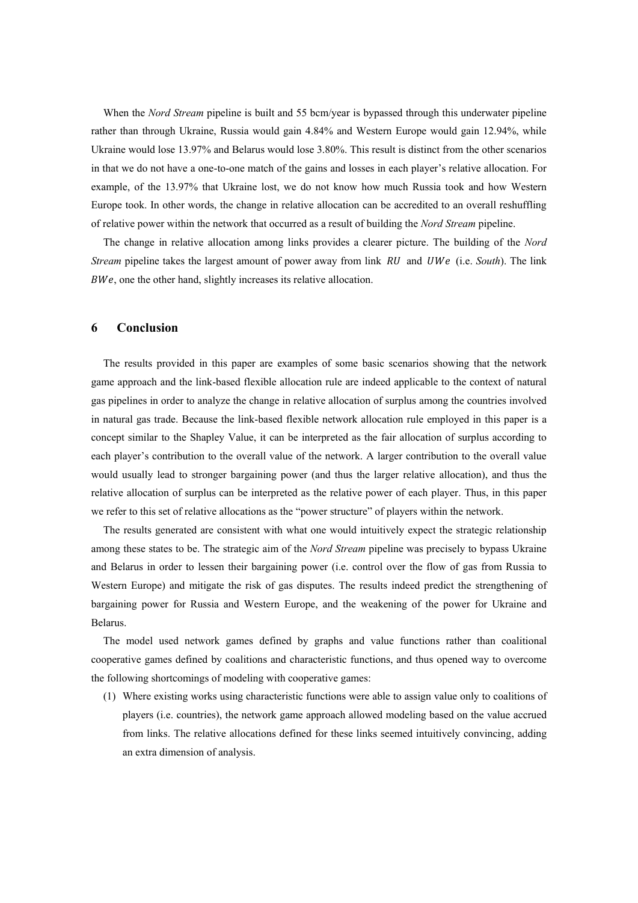When the *Nord Stream* pipeline is built and 55 bcm/year is bypassed through this underwater pipeline rather than through Ukraine, Russia would gain 4.84% and Western Europe would gain 12.94%, while Ukraine would lose 13.97% and Belarus would lose 3.80%. This result is distinct from the other scenarios in that we do not have a one-to-one match of the gains and losses in each player's relative allocation. For example, of the 13.97% that Ukraine lost, we do not know how much Russia took and how Western Europe took. In other words, the change in relative allocation can be accredited to an overall reshuffling of relative power within the network that occurred as a result of building the *Nord Stream* pipeline.

The change in relative allocation among links provides a clearer picture. The building of the *Nord Stream* pipeline takes the largest amount of power away from link $RU$ and $UWe$ (i.e. *South*). The link $BWe$, one the other hand, slightly increases its relative allocation.

## 6 Conclusion

The results provided in this paper are examples of some basic scenarios showing that the network game approach and the link-based flexible allocation rule are indeed applicable to the context of natural gas pipelines in order to analyze the change in relative allocation of surplus among the countries involved in natural gas trade. Because the link-based flexible network allocation rule employed in this paper is a concept similar to the Shapley Value, it can be interpreted as the fair allocation of surplus according to each player's contribution to the overall value of the network. A larger contribution to the overall value would usually lead to stronger bargaining power (and thus the larger relative allocation), and thus the relative allocation of surplus can be interpreted as the relative power of each player. Thus, in this paper we refer to this set of relative allocations as the "power structure" of players within the network.

The results generated are consistent with what one would intuitively expect the strategic relationship among these states to be. The strategic aim of the *Nord Stream* pipeline was precisely to bypass Ukraine and Belarus in order to lessen their bargaining power (i.e. control over the flow of gas from Russia to Western Europe) and mitigate the risk of gas disputes. The results indeed predict the strengthening of bargaining power for Russia and Western Europe, and the weakening of the power for Ukraine and Belarus.

The model used network games defined by graphs and value functions rather than coalitional cooperative games defined by coalitions and characteristic functions, and thus opened way to overcome the following shortcomings of modeling with cooperative games:

(1) Where existing works using characteristic functions were able to assign value only to coalitions of players (i.e. countries), the network game approach allowed modeling based on the value accrued from links. The relative allocations defined for these links seemed intuitively convincing, adding an extra dimension of analysis.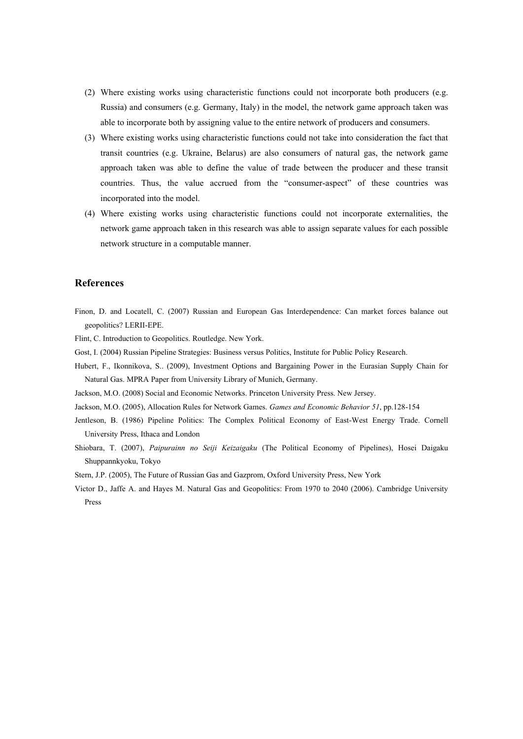(2) Where existing works using characteristic functions could not incorporate both producers (e.g. Russia) and consumers (e.g. Germany, Italy) in the model, the network game approach taken was able to incorporate both by assigning value to the entire network of producers and consumers.

(3) Where existing works using characteristic functions could not take into consideration the fact that transit countries (e.g. Ukraine, Belarus) are also consumers of natural gas, the network game approach taken was able to define the value of trade between the producer and these transit countries. Thus, the value accrued from the "consumer-aspect" of these countries was incorporated into the model.

(4) Where existing works using characteristic functions could not incorporate externalities, the network game approach taken in this research was able to assign separate values for each possible network structure in a computable manner.

## References

Finon, D. and Locatell, C. (2007) Russian and European Gas Interdependence: Can market forces balance out geopolitics? LERII-EPE.

Flint, C. Introduction to Geopolitics. Routledge. New York.

Gost, I. (2004) Russian Pipeline Strategies: Business versus Politics, Institute for Public Policy Research.

Hubert, F., Ikonnikova, S.. (2009), Investment Options and Bargaining Power in the Eurasian Supply Chain for Natural Gas. MPRA Paper from University Library of Munich, Germany.

Jackson, M.O. (2008) Social and Economic Networks. Princeton University Press. New Jersey.

Jackson, M.O. (2005), Allocation Rules for Network Games. *Games and Economic Behavior 51*, pp.128-154

Jentleson, B. (1986) Pipeline Politics: The Complex Political Economy of East-West Energy Trade. Cornell University Press, Ithaca and London

Shiobara, T. (2007), *Paipurainn no Seiji Keizaigaku* (The Political Economy of Pipelines), Hosei Daigaku Shuppannkyoku, Tokyo

Stern, J.P. (2005), The Future of Russian Gas and Gazprom, Oxford University Press, New York

Victor D., Jaffe A. and Hayes M. Natural Gas and Geopolitics: From 1970 to 2040 (2006). Cambridge University Press